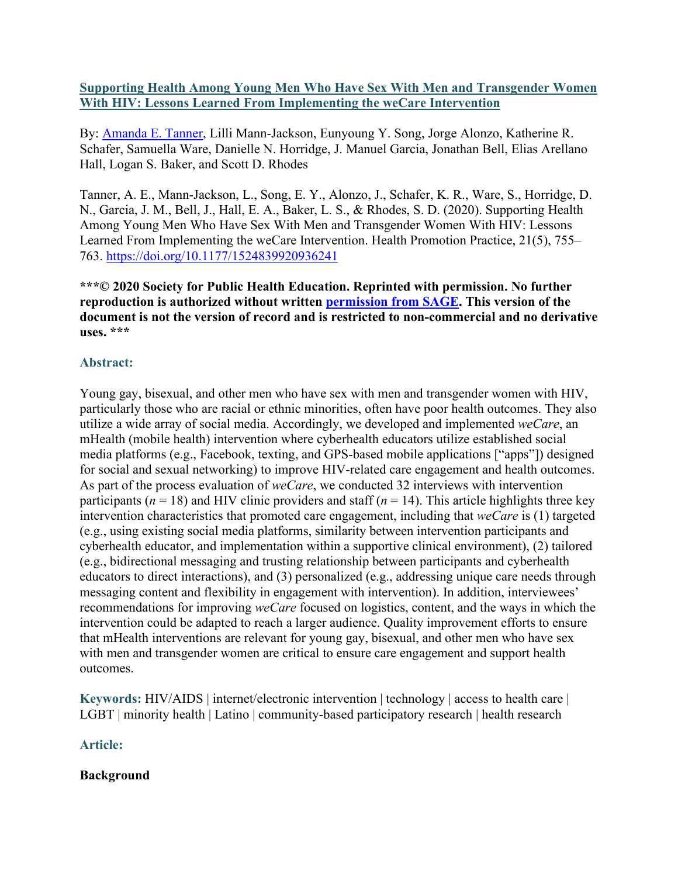# [Supporting Health Among Young Men Who Have Sex With Men and Transgender Women With HIV: Lessons Learned From Implementing the weCare Intervention](https://doi.org/10.1177/1524839920936241)

By: Amanda E. Tanner, Lilli Mann-Jackson, Eunyoung Y. Song, Jorge Alonzo, Katherine R. Schafer, Samuella Ware, Danielle N. Horridge, J. Manuel Garcia, Jonathan Bell, Elias Arellano Hall, Logan S. Baker, and Scott D. Rhodes

Tanner, A. E., Mann-Jackson, L., Song, E. Y., Alonzo, J., Schafer, K. R., Ware, S., Horridge, D. N., Garcia, J. M., Bell, J., Hall, E. A., Baker, L. S., & Rhodes, S. D. (2020). Supporting Health Among Young Men Who Have Sex With Men and Transgender Women With HIV: Lessons Learned From Implementing the weCare Intervention. Health Promotion Practice, 21(5), 755–763. https://doi.org/10.1177/1524839920936241

**\*\*\*© 2020 Society for Public Health Education. Reprinted with permission. No further reproduction is authorized without written permission from SAGE. This version of the document is not the version of record and is restricted to non-commercial and no derivative uses. \*\*\***

## Abstract:

Young gay, bisexual, and other men who have sex with men and transgender women with HIV, particularly those who are racial or ethnic minorities, often have poor health outcomes. They also utilize a wide array of social media. Accordingly, we developed and implemented *weCare*, an mHealth (mobile health) intervention where cyberhealth educators utilize established social media platforms (e.g., Facebook, texting, and GPS-based mobile applications ["apps"]) designed for social and sexual networking) to improve HIV-related care engagement and health outcomes. As part of the process evaluation of *weCare*, we conducted 32 interviews with intervention participants ($n = 18$) and HIV clinic providers and staff ($n = 14$). This article highlights three key intervention characteristics that promoted care engagement, including that *weCare* is (1) targeted (e.g., using existing social media platforms, similarity between intervention participants and cyberhealth educator, and implementation within a supportive clinical environment), (2) tailored (e.g., bidirectional messaging and trusting relationship between participants and cyberhealth educators to direct interactions), and (3) personalized (e.g., addressing unique care needs through messaging content and flexibility in engagement with intervention). In addition, interviewees' recommendations for improving *weCare* focused on logistics, content, and the ways in which the intervention could be adapted to reach a larger audience. Quality improvement efforts to ensure that mHealth interventions are relevant for young gay, bisexual, and other men who have sex with men and transgender women are critical to ensure care engagement and support health outcomes.

**Keywords:** HIV/AIDS | internet/electronic intervention | technology | access to health care | LGBT | minority health | Latino | community-based participatory research | health research

## Article:

### Background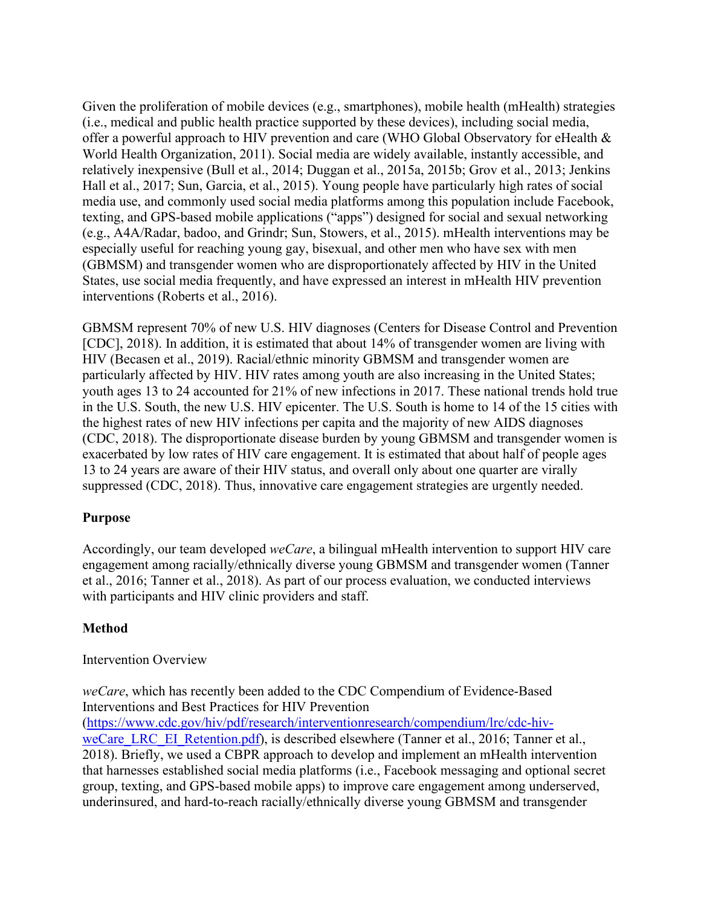Given the proliferation of mobile devices (e.g., smartphones), mobile health (mHealth) strategies (i.e., medical and public health practice supported by these devices), including social media, offer a powerful approach to HIV prevention and care (WHO Global Observatory for eHealth & World Health Organization, 2011). Social media are widely available, instantly accessible, and relatively inexpensive (Bull et al., 2014; Duggan et al., 2015a, 2015b; Grov et al., 2013; Jenkins Hall et al., 2017; Sun, Garcia, et al., 2015). Young people have particularly high rates of social media use, and commonly used social media platforms among this population include Facebook, texting, and GPS-based mobile applications ("apps") designed for social and sexual networking (e.g., A4A/Radar, badoo, and Grindr; Sun, Stowers, et al., 2015). mHealth interventions may be especially useful for reaching young gay, bisexual, and other men who have sex with men (GBMSM) and transgender women who are disproportionately affected by HIV in the United States, use social media frequently, and have expressed an interest in mHealth HIV prevention interventions (Roberts et al., 2016).

GBMSM represent 70% of new U.S. HIV diagnoses (Centers for Disease Control and Prevention [CDC], 2018). In addition, it is estimated that about 14% of transgender women are living with HIV (Becasen et al., 2019). Racial/ethnic minority GBMSM and transgender women are particularly affected by HIV. HIV rates among youth are also increasing in the United States; youth ages 13 to 24 accounted for 21% of new infections in 2017. These national trends hold true in the U.S. South, the new U.S. HIV epicenter. The U.S. South is home to 14 of the 15 cities with the highest rates of new HIV infections per capita and the majority of new AIDS diagnoses (CDC, 2018). The disproportionate disease burden by young GBMSM and transgender women is exacerbated by low rates of HIV care engagement. It is estimated that about half of people ages 13 to 24 years are aware of their HIV status, and overall only about one quarter are virally suppressed (CDC, 2018). Thus, innovative care engagement strategies are urgently needed.

## Purpose

Accordingly, our team developed *weCare*, a bilingual mHealth intervention to support HIV care engagement among racially/ethnically diverse young GBMSM and transgender women (Tanner et al., 2016; Tanner et al., 2018). As part of our process evaluation, we conducted interviews with participants and HIV clinic providers and staff.

## Method

### Intervention Overview

*weCare*, which has recently been added to the CDC Compendium of Evidence-Based Interventions and Best Practices for HIV Prevention (https://www.cdc.gov/hiv/pdf/research/interventionresearch/compendium/lrc/cdc-hiv-weCare_LRC_EI_Retention.pdf), is described elsewhere (Tanner et al., 2016; Tanner et al., 2018). Briefly, we used a CBPR approach to develop and implement an mHealth intervention that harnesses established social media platforms (i.e., Facebook messaging and optional secret group, texting, and GPS-based mobile apps) to improve care engagement among underserved, underinsured, and hard-to-reach racially/ethnically diverse young GBMSM and transgender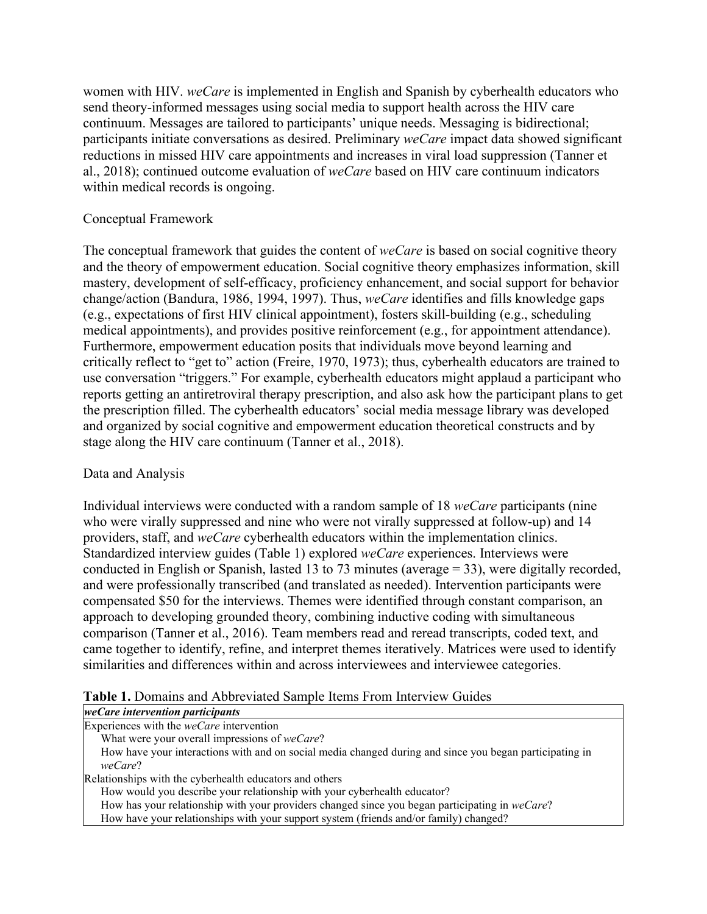women with HIV. *weCare* is implemented in English and Spanish by cyberhealth educators who send theory-informed messages using social media to support health across the HIV care continuum. Messages are tailored to participants' unique needs. Messaging is bidirectional; participants initiate conversations as desired. Preliminary *weCare* impact data showed significant reductions in missed HIV care appointments and increases in viral load suppression (Tanner et al., 2018); continued outcome evaluation of *weCare* based on HIV care continuum indicators within medical records is ongoing.

## Conceptual Framework

The conceptual framework that guides the content of *weCare* is based on social cognitive theory and the theory of empowerment education. Social cognitive theory emphasizes information, skill mastery, development of self-efficacy, proficiency enhancement, and social support for behavior change/action (Bandura, 1986, 1994, 1997). Thus, *weCare* identifies and fills knowledge gaps (e.g., expectations of first HIV clinical appointment), fosters skill-building (e.g., scheduling medical appointments), and provides positive reinforcement (e.g., for appointment attendance). Furthermore, empowerment education posits that individuals move beyond learning and critically reflect to "get to" action (Freire, 1970, 1973); thus, cyberhealth educators are trained to use conversation "triggers." For example, cyberhealth educators might applaud a participant who reports getting an antiretroviral therapy prescription, and also ask how the participant plans to get the prescription filled. The cyberhealth educators' social media message library was developed and organized by social cognitive and empowerment education theoretical constructs and by stage along the HIV care continuum (Tanner et al., 2018).

## Data and Analysis

Individual interviews were conducted with a random sample of 18 *weCare* participants (nine who were virally suppressed and nine who were not virally suppressed at follow-up) and 14 providers, staff, and *weCare* cyberhealth educators within the implementation clinics. Standardized interview guides (Table 1) explored *weCare* experiences. Interviews were conducted in English or Spanish, lasted 13 to 73 minutes (average = 33), were digitally recorded, and were professionally transcribed (and translated as needed). Intervention participants were compensated $50 for the interviews. Themes were identified through constant comparison, an approach to developing grounded theory, combining inductive coding with simultaneous comparison (Tanner et al., 2016). Team members read and reread transcripts, coded text, and came together to identify, refine, and interpret themes iteratively. Matrices were used to identify similarities and differences within and across interviewees and interviewee categories.

**Table 1.** Domains and Abbreviated Sample Items From Interview Guides

| ***weCare intervention participants*** |
|---|
| Experiences with the *weCare* intervention |
| What were your overall impressions of *weCare*? |
| How have your interactions with and on social media changed during and since you began participating in *weCare*? |
| Relationships with the cyberhealth educators and others |
| How would you describe your relationship with your cyberhealth educator? |
| How has your relationship with your providers changed since you began participating in *weCare*? |
| How have your relationships with your support system (friends and/or family) changed? |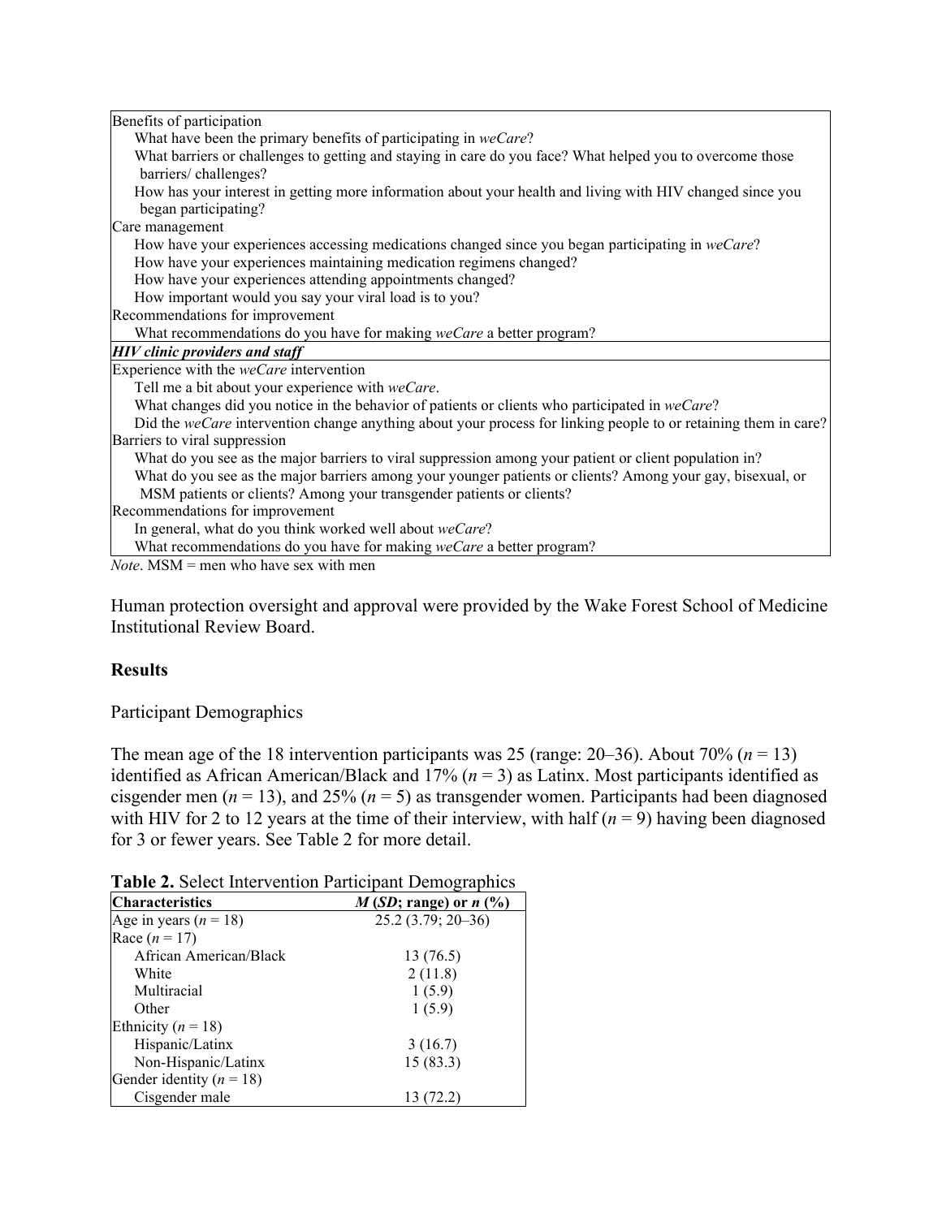| | |
|---|---|
| Benefits of participation | |
| | What have been the primary benefits of participating in *weCare*? |
| | What barriers or challenges to getting and staying in care do you face? What helped you to overcome those barriers/ challenges? |
| | How has your interest in getting more information about your health and living with HIV changed since you began participating? |
| Care management | |
| | How have your experiences accessing medications changed since you began participating in *weCare*? |
| | How have your experiences maintaining medication regimens changed? |
| | How have your experiences attending appointments changed? |
| | How important would you say your viral load is to you? |
| Recommendations for improvement | |
| | What recommendations do you have for making *weCare* a better program? |
| ***HIV clinic providers and staff*** | |
| Experience with the *weCare* intervention | |
| | Tell me a bit about your experience with *weCare*. |
| | What changes did you notice in the behavior of patients or clients who participated in *weCare*? |
| | Did the *weCare* intervention change anything about your process for linking people to or retaining them in care? |
| Barriers to viral suppression | |
| | What do you see as the major barriers to viral suppression among your patient or client population in? |
| | What do you see as the major barriers among your younger patients or clients? Among your gay, bisexual, or MSM patients or clients? Among your transgender patients or clients? |
| Recommendations for improvement | |
| | In general, what do you think worked well about *weCare*? |
| | What recommendations do you have for making *weCare* a better program? |

*Note*. MSM = men who have sex with men

Human protection oversight and approval were provided by the Wake Forest School of Medicine Institutional Review Board.

## Results

### Participant Demographics

The mean age of the 18 intervention participants was 25 (range: 20–36). About 70% (*n* = 13) identified as African American/Black and 17% (*n* = 3) as Latinx. Most participants identified as cisgender men (*n* = 13), and 25% (*n* = 5) as transgender women. Participants had been diagnosed with HIV for 2 to 12 years at the time of their interview, with half (*n* = 9) having been diagnosed for 3 or fewer years. See Table 2 for more detail.

**Table 2.** Select Intervention Participant Demographics

| Characteristics | *M* (*SD*; range) or *n* (%) |
|---|---|
| Age in years (*n* = 18) | 25.2 (3.79; 20–36) |
| Race (*n* = 17) | |
| African American/Black | 13 (76.5) |
| White | 2 (11.8) |
| Multiracial | 1 (5.9) |
| Other | 1 (5.9) |
| Ethnicity (*n* = 18) | |
| Hispanic/Latinx | 3 (16.7) |
| Non-Hispanic/Latinx | 15 (83.3) |
| Gender identity (*n* = 18) | |
| Cisgender male | 13 (72.2) |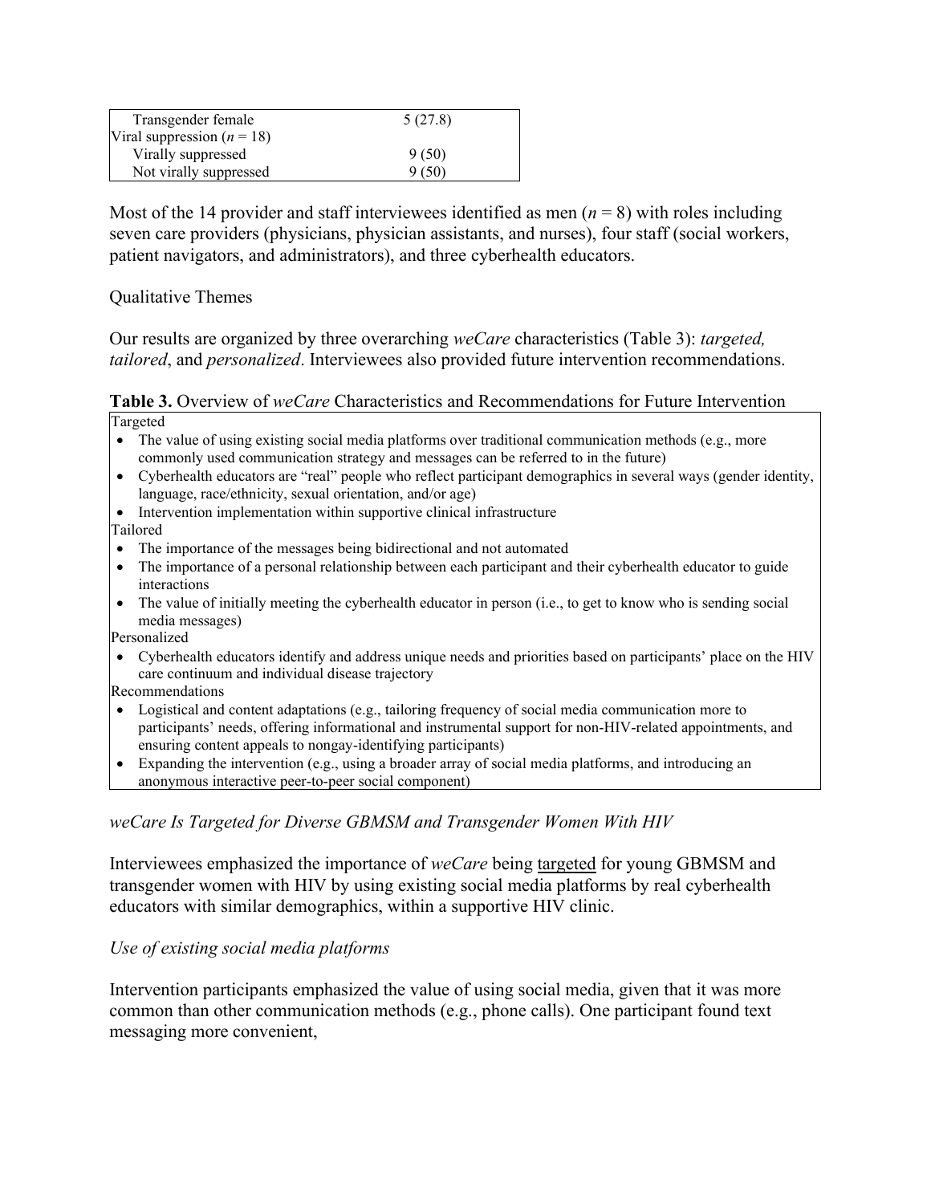| | |
|---|---|
| Transgender female | 5 (27.8) |
| Viral suppression ($n$ = 18) | |
| Virally suppressed | 9 (50) |
| Not virally suppressed | 9 (50) |

Most of the 14 provider and staff interviewees identified as men ($n$ = 8) with roles including seven care providers (physicians, physician assistants, and nurses), four staff (social workers, patient navigators, and administrators), and three cyberhealth educators.

## Qualitative Themes

Our results are organized by three overarching *weCare* characteristics (Table 3): *targeted, tailored*, and *personalized*. Interviewees also provided future intervention recommendations.

**Table 3.** Overview of *weCare* Characteristics and Recommendations for Future Intervention

Targeted

- The value of using existing social media platforms over traditional communication methods (e.g., more commonly used communication strategy and messages can be referred to in the future)
- Cyberhealth educators are "real" people who reflect participant demographics in several ways (gender identity, language, race/ethnicity, sexual orientation, and/or age)
- Intervention implementation within supportive clinical infrastructure

Tailored

- The importance of the messages being bidirectional and not automated
- The importance of a personal relationship between each participant and their cyberhealth educator to guide interactions
- The value of initially meeting the cyberhealth educator in person (i.e., to get to know who is sending social media messages)

Personalized

- Cyberhealth educators identify and address unique needs and priorities based on participants' place on the HIV care continuum and individual disease trajectory

Recommendations

- Logistical and content adaptations (e.g., tailoring frequency of social media communication more to participants' needs, offering informational and instrumental support for non-HIV-related appointments, and ensuring content appeals to nongay-identifying participants)
- Expanding the intervention (e.g., using a broader array of social media platforms, and introducing an anonymous interactive peer-to-peer social component)

### *weCare Is Targeted for Diverse GBMSM and Transgender Women With HIV*

Interviewees emphasized the importance of *weCare* being <u>targeted</u> for young GBMSM and transgender women with HIV by using existing social media platforms by real cyberhealth educators with similar demographics, within a supportive HIV clinic.

#### *Use of existing social media platforms*

Intervention participants emphasized the value of using social media, given that it was more common than other communication methods (e.g., phone calls). One participant found text messaging more convenient,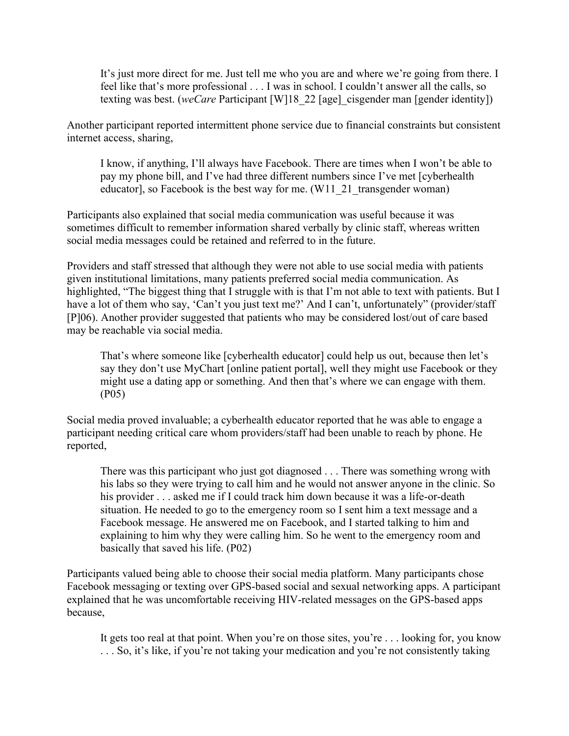> It's just more direct for me. Just tell me who you are and where we're going from there. I feel like that's more professional . . . I was in school. I couldn't answer all the calls, so texting was best. (*weCare* Participant [W]18_22 [age]_cisgender man [gender identity])

Another participant reported intermittent phone service due to financial constraints but consistent internet access, sharing,

> I know, if anything, I'll always have Facebook. There are times when I won't be able to pay my phone bill, and I've had three different numbers since I've met [cyberhealth educator], so Facebook is the best way for me. (W11_21_transgender woman)

Participants also explained that social media communication was useful because it was sometimes difficult to remember information shared verbally by clinic staff, whereas written social media messages could be retained and referred to in the future.

Providers and staff stressed that although they were not able to use social media with patients given institutional limitations, many patients preferred social media communication. As highlighted, "The biggest thing that I struggle with is that I'm not able to text with patients. But I have a lot of them who say, 'Can't you just text me?' And I can't, unfortunately" (provider/staff [P]06). Another provider suggested that patients who may be considered lost/out of care based may be reachable via social media.

> That's where someone like [cyberhealth educator] could help us out, because then let's say they don't use MyChart [online patient portal], well they might use Facebook or they might use a dating app or something. And then that's where we can engage with them. (P05)

Social media proved invaluable; a cyberhealth educator reported that he was able to engage a participant needing critical care whom providers/staff had been unable to reach by phone. He reported,

> There was this participant who just got diagnosed . . . There was something wrong with his labs so they were trying to call him and he would not answer anyone in the clinic. So his provider . . . asked me if I could track him down because it was a life-or-death situation. He needed to go to the emergency room so I sent him a text message and a Facebook message. He answered me on Facebook, and I started talking to him and explaining to him why they were calling him. So he went to the emergency room and basically that saved his life. (P02)

Participants valued being able to choose their social media platform. Many participants chose Facebook messaging or texting over GPS-based social and sexual networking apps. A participant explained that he was uncomfortable receiving HIV-related messages on the GPS-based apps because,

> It gets too real at that point. When you're on those sites, you're . . . looking for, you know . . . So, it's like, if you're not taking your medication and you're not consistently taking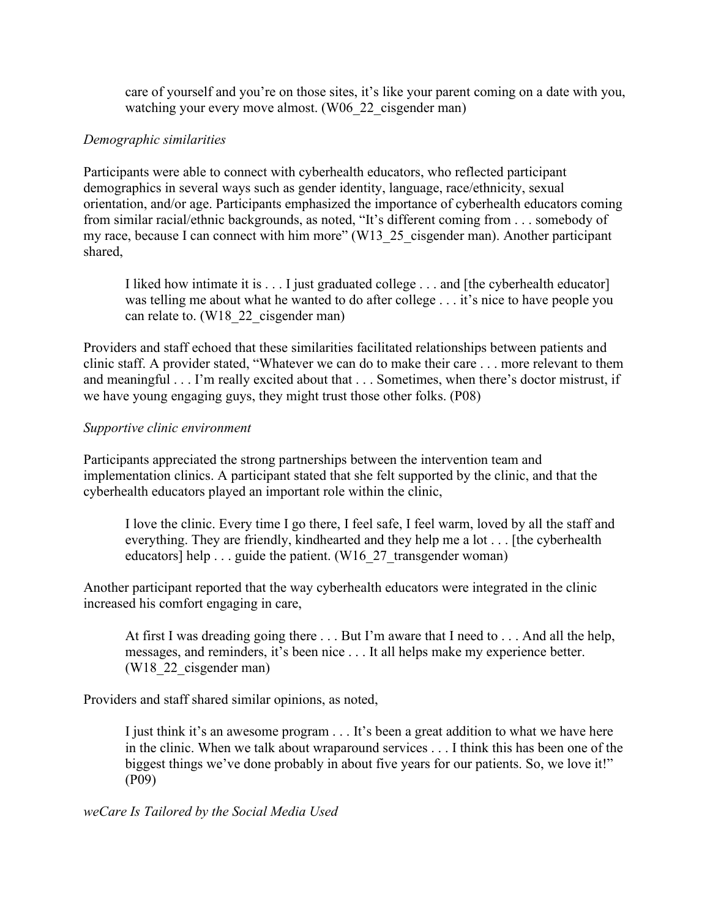> care of yourself and you're on those sites, it's like your parent coming on a date with you, watching your every move almost. (W06_22_cisgender man)

*Demographic similarities*

Participants were able to connect with cyberhealth educators, who reflected participant demographics in several ways such as gender identity, language, race/ethnicity, sexual orientation, and/or age. Participants emphasized the importance of cyberhealth educators coming from similar racial/ethnic backgrounds, as noted, "It's different coming from . . . somebody of my race, because I can connect with him more" (W13_25_cisgender man). Another participant shared,

> I liked how intimate it is . . . I just graduated college . . . and [the cyberhealth educator] was telling me about what he wanted to do after college . . . it's nice to have people you can relate to. (W18_22_cisgender man)

Providers and staff echoed that these similarities facilitated relationships between patients and clinic staff. A provider stated, "Whatever we can do to make their care . . . more relevant to them and meaningful . . . I'm really excited about that . . . Sometimes, when there's doctor mistrust, if we have young engaging guys, they might trust those other folks. (P08)

*Supportive clinic environment*

Participants appreciated the strong partnerships between the intervention team and implementation clinics. A participant stated that she felt supported by the clinic, and that the cyberhealth educators played an important role within the clinic,

> I love the clinic. Every time I go there, I feel safe, I feel warm, loved by all the staff and everything. They are friendly, kindhearted and they help me a lot . . . [the cyberhealth educators] help . . . guide the patient. (W16_27_transgender woman)

Another participant reported that the way cyberhealth educators were integrated in the clinic increased his comfort engaging in care,

> At first I was dreading going there . . . But I'm aware that I need to . . . And all the help, messages, and reminders, it's been nice . . . It all helps make my experience better. (W18_22_cisgender man)

Providers and staff shared similar opinions, as noted,

> I just think it's an awesome program . . . It's been a great addition to what we have here in the clinic. When we talk about wraparound services . . . I think this has been one of the biggest things we've done probably in about five years for our patients. So, we love it!" (P09)

*weCare Is Tailored by the Social Media Used*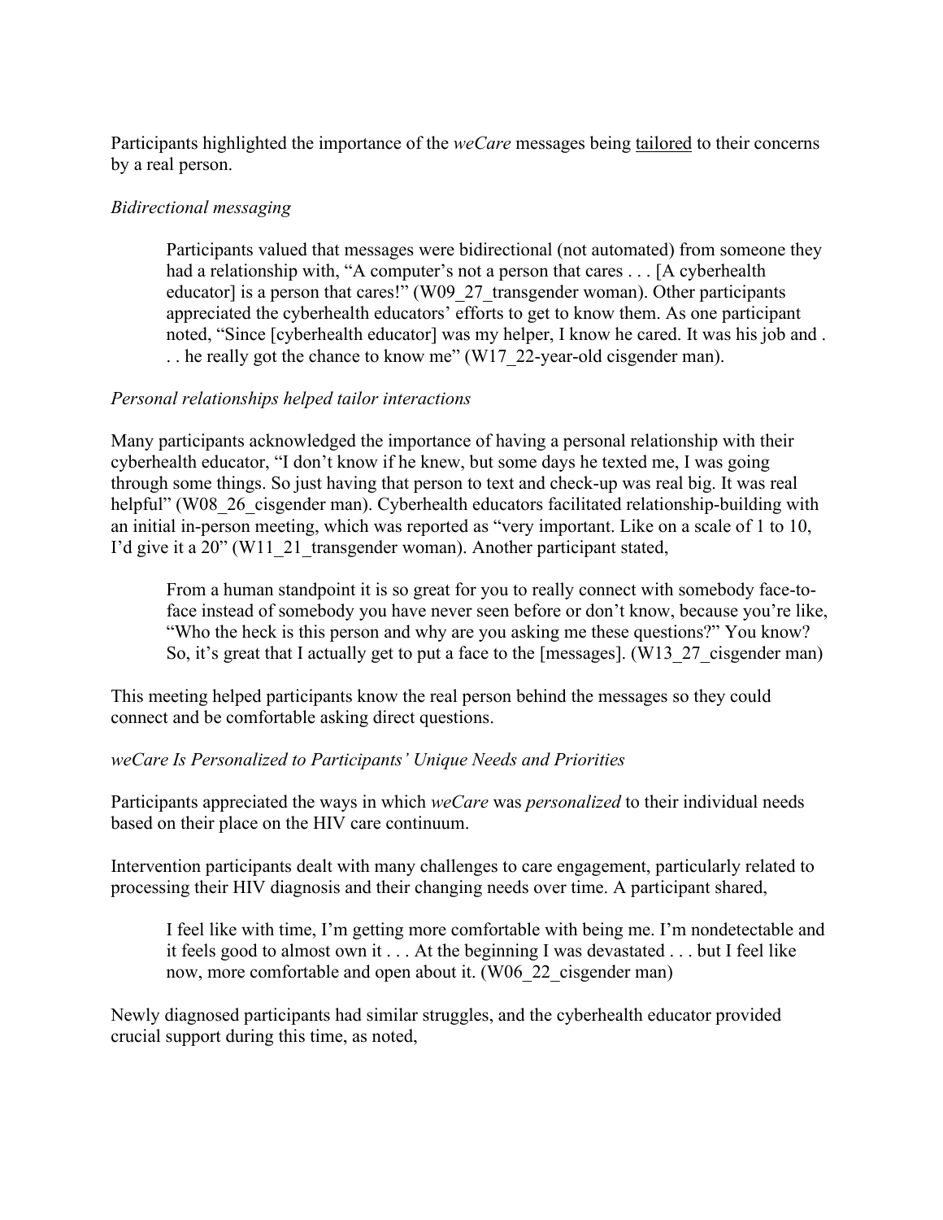Participants highlighted the importance of the *weCare* messages being <u>tailored</u> to their concerns by a real person.

*Bidirectional messaging*

> Participants valued that messages were bidirectional (not automated) from someone they had a relationship with, "A computer's not a person that cares . . . [A cyberhealth educator] is a person that cares!" (W09_27_transgender woman). Other participants appreciated the cyberhealth educators' efforts to get to know them. As one participant noted, "Since [cyberhealth educator] was my helper, I know he cared. It was his job and . . . he really got the chance to know me" (W17_22-year-old cisgender man).

*Personal relationships helped tailor interactions*

Many participants acknowledged the importance of having a personal relationship with their cyberhealth educator, "I don't know if he knew, but some days he texted me, I was going through some things. So just having that person to text and check-up was real big. It was real helpful" (W08_26_cisgender man). Cyberhealth educators facilitated relationship-building with an initial in-person meeting, which was reported as "very important. Like on a scale of 1 to 10, I'd give it a 20" (W11_21_transgender woman). Another participant stated,

> From a human standpoint it is so great for you to really connect with somebody face-to-face instead of somebody you have never seen before or don't know, because you're like, "Who the heck is this person and why are you asking me these questions?" You know? So, it's great that I actually get to put a face to the [messages]. (W13_27_cisgender man)

This meeting helped participants know the real person behind the messages so they could connect and be comfortable asking direct questions.

*weCare Is Personalized to Participants' Unique Needs and Priorities*

Participants appreciated the ways in which *weCare* was *personalized* to their individual needs based on their place on the HIV care continuum.

Intervention participants dealt with many challenges to care engagement, particularly related to processing their HIV diagnosis and their changing needs over time. A participant shared,

> I feel like with time, I'm getting more comfortable with being me. I'm nondetectable and it feels good to almost own it . . . At the beginning I was devastated . . . but I feel like now, more comfortable and open about it. (W06_22_cisgender man)

Newly diagnosed participants had similar struggles, and the cyberhealth educator provided crucial support during this time, as noted,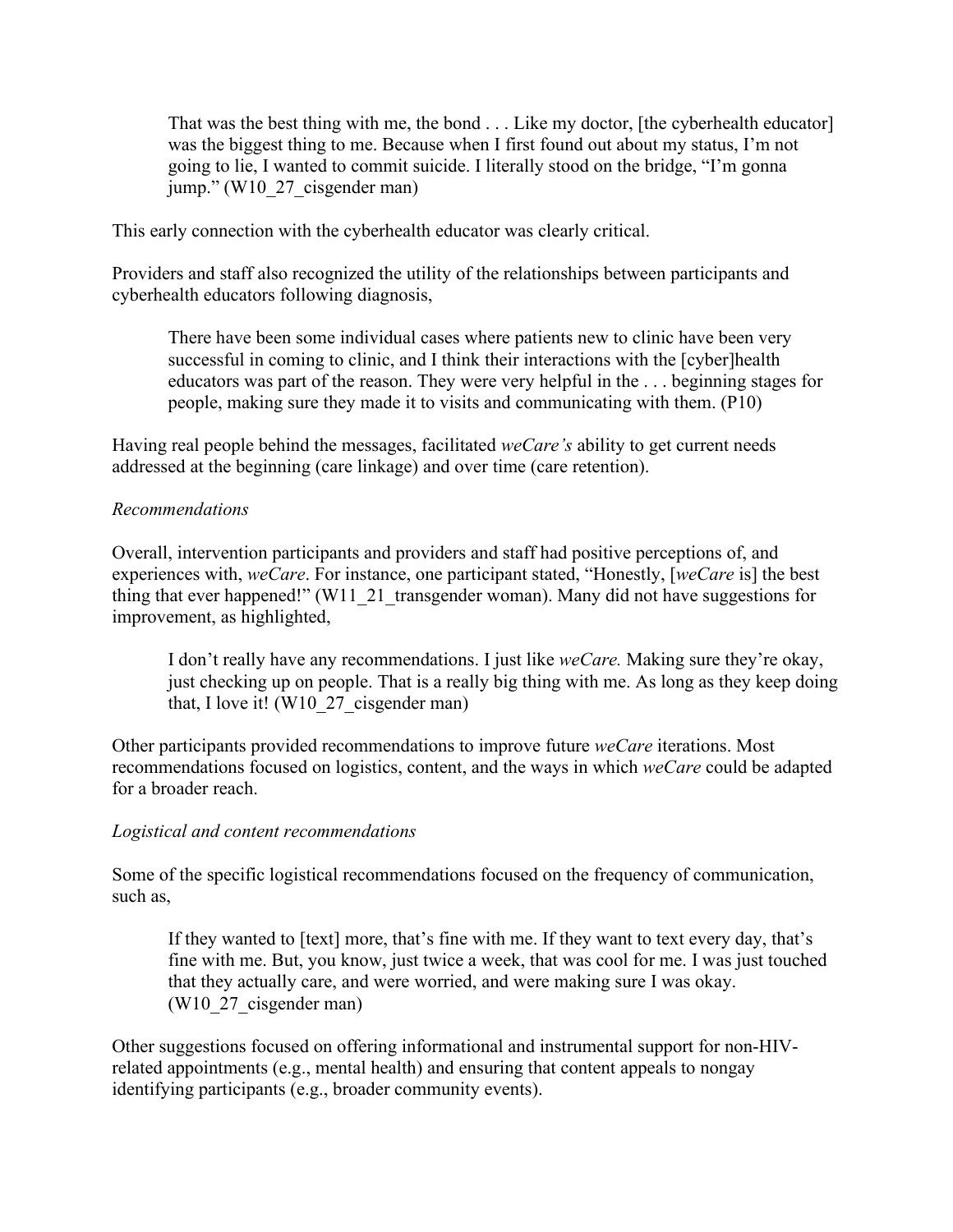> That was the best thing with me, the bond . . . Like my doctor, [the cyberhealth educator] was the biggest thing to me. Because when I first found out about my status, I'm not going to lie, I wanted to commit suicide. I literally stood on the bridge, "I'm gonna jump." (W10_27_cisgender man)

This early connection with the cyberhealth educator was clearly critical.

Providers and staff also recognized the utility of the relationships between participants and cyberhealth educators following diagnosis,

> There have been some individual cases where patients new to clinic have been very successful in coming to clinic, and I think their interactions with the [cyber]health educators was part of the reason. They were very helpful in the . . . beginning stages for people, making sure they made it to visits and communicating with them. (P10)

Having real people behind the messages, facilitated *weCare's* ability to get current needs addressed at the beginning (care linkage) and over time (care retention).

*Recommendations*

Overall, intervention participants and providers and staff had positive perceptions of, and experiences with, *weCare*. For instance, one participant stated, "Honestly, [*weCare* is] the best thing that ever happened!" (W11_21_transgender woman). Many did not have suggestions for improvement, as highlighted,

> I don't really have any recommendations. I just like *weCare.* Making sure they're okay, just checking up on people. That is a really big thing with me. As long as they keep doing that, I love it! (W10_27_cisgender man)

Other participants provided recommendations to improve future *weCare* iterations. Most recommendations focused on logistics, content, and the ways in which *weCare* could be adapted for a broader reach.

*Logistical and content recommendations*

Some of the specific logistical recommendations focused on the frequency of communication, such as,

> If they wanted to [text] more, that's fine with me. If they want to text every day, that's fine with me. But, you know, just twice a week, that was cool for me. I was just touched that they actually care, and were worried, and were making sure I was okay. (W10_27_cisgender man)

Other suggestions focused on offering informational and instrumental support for non-HIV-related appointments (e.g., mental health) and ensuring that content appeals to nongay identifying participants (e.g., broader community events).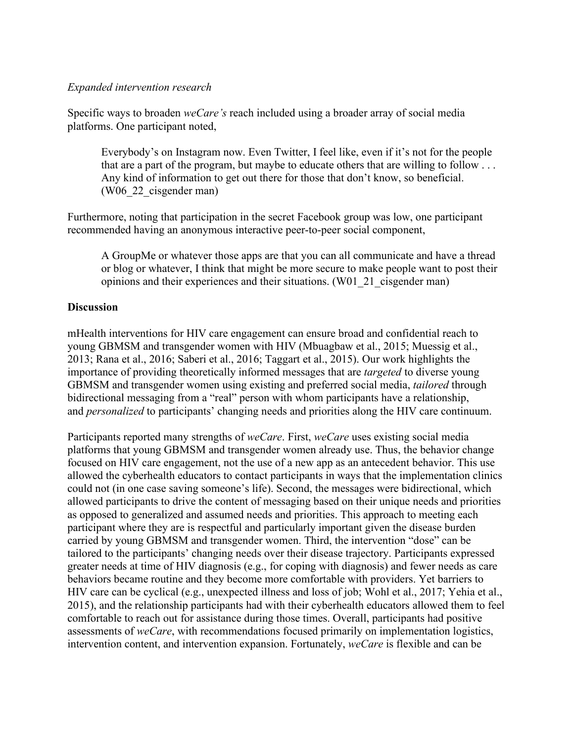*Expanded intervention research*

Specific ways to broaden *weCare's* reach included using a broader array of social media platforms. One participant noted,

> Everybody's on Instagram now. Even Twitter, I feel like, even if it's not for the people that are a part of the program, but maybe to educate others that are willing to follow . . . Any kind of information to get out there for those that don't know, so beneficial. (W06_22_cisgender man)

Furthermore, noting that participation in the secret Facebook group was low, one participant recommended having an anonymous interactive peer-to-peer social component,

> A GroupMe or whatever those apps are that you can all communicate and have a thread or blog or whatever, I think that might be more secure to make people want to post their opinions and their experiences and their situations. (W01_21_cisgender man)

## Discussion

mHealth interventions for HIV care engagement can ensure broad and confidential reach to young GBMSM and transgender women with HIV (Mbuagbaw et al., 2015; Muessig et al., 2013; Rana et al., 2016; Saberi et al., 2016; Taggart et al., 2015). Our work highlights the importance of providing theoretically informed messages that are *targeted* to diverse young GBMSM and transgender women using existing and preferred social media, *tailored* through bidirectional messaging from a "real" person with whom participants have a relationship, and *personalized* to participants' changing needs and priorities along the HIV care continuum.

Participants reported many strengths of *weCare*. First, *weCare* uses existing social media platforms that young GBMSM and transgender women already use. Thus, the behavior change focused on HIV care engagement, not the use of a new app as an antecedent behavior. This use allowed the cyberhealth educators to contact participants in ways that the implementation clinics could not (in one case saving someone's life). Second, the messages were bidirectional, which allowed participants to drive the content of messaging based on their unique needs and priorities as opposed to generalized and assumed needs and priorities. This approach to meeting each participant where they are is respectful and particularly important given the disease burden carried by young GBMSM and transgender women. Third, the intervention "dose" can be tailored to the participants' changing needs over their disease trajectory. Participants expressed greater needs at time of HIV diagnosis (e.g., for coping with diagnosis) and fewer needs as care behaviors became routine and they become more comfortable with providers. Yet barriers to HIV care can be cyclical (e.g., unexpected illness and loss of job; Wohl et al., 2017; Yehia et al., 2015), and the relationship participants had with their cyberhealth educators allowed them to feel comfortable to reach out for assistance during those times. Overall, participants had positive assessments of *weCare*, with recommendations focused primarily on implementation logistics, intervention content, and intervention expansion. Fortunately, *weCare* is flexible and can be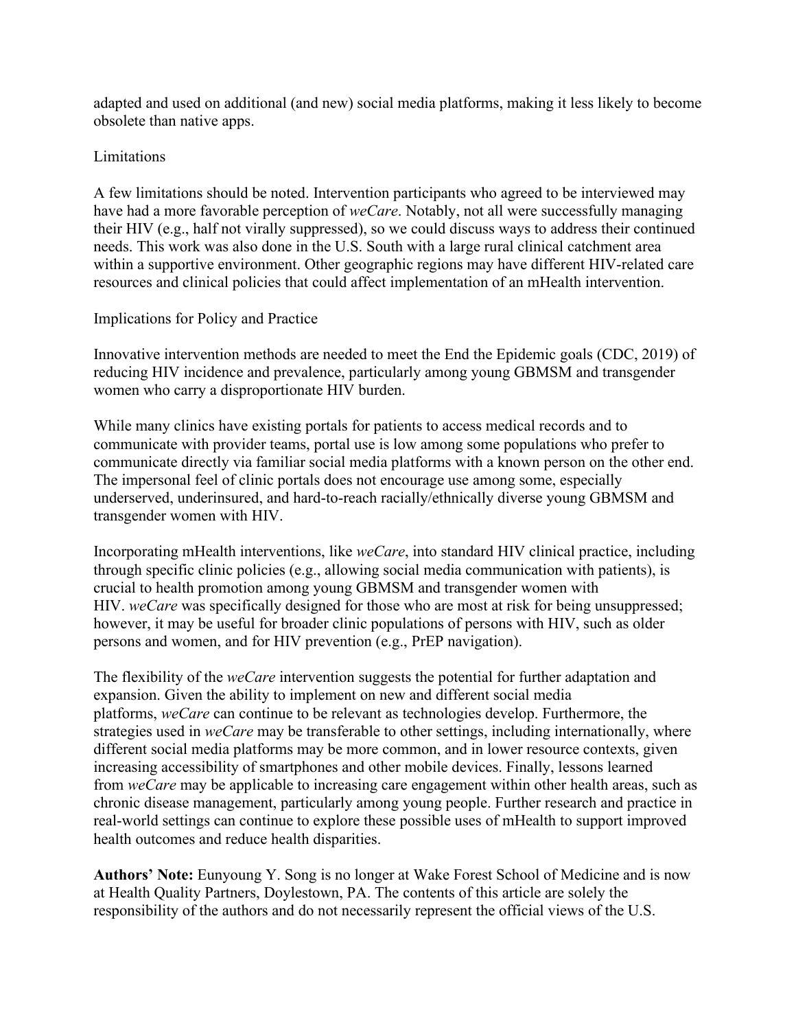adapted and used on additional (and new) social media platforms, making it less likely to become obsolete than native apps.

## Limitations

A few limitations should be noted. Intervention participants who agreed to be interviewed may have had a more favorable perception of *weCare*. Notably, not all were successfully managing their HIV (e.g., half not virally suppressed), so we could discuss ways to address their continued needs. This work was also done in the U.S. South with a large rural clinical catchment area within a supportive environment. Other geographic regions may have different HIV-related care resources and clinical policies that could affect implementation of an mHealth intervention.

## Implications for Policy and Practice

Innovative intervention methods are needed to meet the End the Epidemic goals (CDC, 2019) of reducing HIV incidence and prevalence, particularly among young GBMSM and transgender women who carry a disproportionate HIV burden.

While many clinics have existing portals for patients to access medical records and to communicate with provider teams, portal use is low among some populations who prefer to communicate directly via familiar social media platforms with a known person on the other end. The impersonal feel of clinic portals does not encourage use among some, especially underserved, underinsured, and hard-to-reach racially/ethnically diverse young GBMSM and transgender women with HIV.

Incorporating mHealth interventions, like *weCare*, into standard HIV clinical practice, including through specific clinic policies (e.g., allowing social media communication with patients), is crucial to health promotion among young GBMSM and transgender women with HIV. *weCare* was specifically designed for those who are most at risk for being unsuppressed; however, it may be useful for broader clinic populations of persons with HIV, such as older persons and women, and for HIV prevention (e.g., PrEP navigation).

The flexibility of the *weCare* intervention suggests the potential for further adaptation and expansion. Given the ability to implement on new and different social media platforms, *weCare* can continue to be relevant as technologies develop. Furthermore, the strategies used in *weCare* may be transferable to other settings, including internationally, where different social media platforms may be more common, and in lower resource contexts, given increasing accessibility of smartphones and other mobile devices. Finally, lessons learned from *weCare* may be applicable to increasing care engagement within other health areas, such as chronic disease management, particularly among young people. Further research and practice in real-world settings can continue to explore these possible uses of mHealth to support improved health outcomes and reduce health disparities.

**Authors' Note:** Eunyoung Y. Song is no longer at Wake Forest School of Medicine and is now at Health Quality Partners, Doylestown, PA. The contents of this article are solely the responsibility of the authors and do not necessarily represent the official views of the U.S.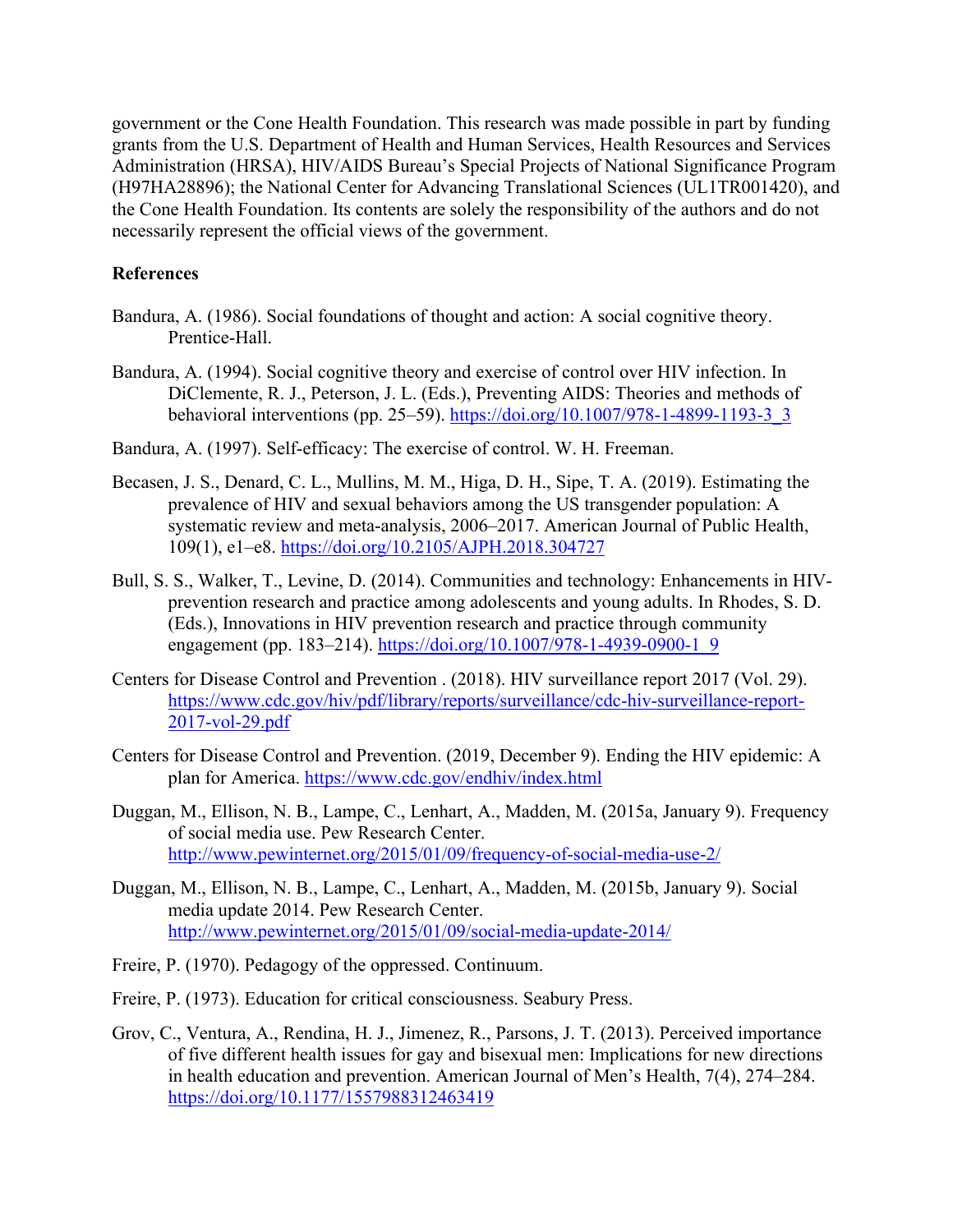government or the Cone Health Foundation. This research was made possible in part by funding grants from the U.S. Department of Health and Human Services, Health Resources and Services Administration (HRSA), HIV/AIDS Bureau's Special Projects of National Significance Program (H97HA28896); the National Center for Advancing Translational Sciences (UL1TR001420), and the Cone Health Foundation. Its contents are solely the responsibility of the authors and do not necessarily represent the official views of the government.

**References**

Bandura, A. (1986). Social foundations of thought and action: A social cognitive theory. Prentice-Hall.

Bandura, A. (1994). Social cognitive theory and exercise of control over HIV infection. In DiClemente, R. J., Peterson, J. L. (Eds.), Preventing AIDS: Theories and methods of behavioral interventions (pp. 25–59). https://doi.org/10.1007/978-1-4899-1193-3_3

Bandura, A. (1997). Self-efficacy: The exercise of control. W. H. Freeman.

Becasen, J. S., Denard, C. L., Mullins, M. M., Higa, D. H., Sipe, T. A. (2019). Estimating the prevalence of HIV and sexual behaviors among the US transgender population: A systematic review and meta-analysis, 2006–2017. American Journal of Public Health, 109(1), e1–e8. https://doi.org/10.2105/AJPH.2018.304727

Bull, S. S., Walker, T., Levine, D. (2014). Communities and technology: Enhancements in HIV-prevention research and practice among adolescents and young adults. In Rhodes, S. D. (Eds.), Innovations in HIV prevention research and practice through community engagement (pp. 183–214). https://doi.org/10.1007/978-1-4939-0900-1_9

Centers for Disease Control and Prevention . (2018). HIV surveillance report 2017 (Vol. 29). https://www.cdc.gov/hiv/pdf/library/reports/surveillance/cdc-hiv-surveillance-report-2017-vol-29.pdf

Centers for Disease Control and Prevention. (2019, December 9). Ending the HIV epidemic: A plan for America. https://www.cdc.gov/endhiv/index.html

Duggan, M., Ellison, N. B., Lampe, C., Lenhart, A., Madden, M. (2015a, January 9). Frequency of social media use. Pew Research Center. http://www.pewinternet.org/2015/01/09/frequency-of-social-media-use-2/

Duggan, M., Ellison, N. B., Lampe, C., Lenhart, A., Madden, M. (2015b, January 9). Social media update 2014. Pew Research Center. http://www.pewinternet.org/2015/01/09/social-media-update-2014/

Freire, P. (1970). Pedagogy of the oppressed. Continuum.

Freire, P. (1973). Education for critical consciousness. Seabury Press.

Grov, C., Ventura, A., Rendina, H. J., Jimenez, R., Parsons, J. T. (2013). Perceived importance of five different health issues for gay and bisexual men: Implications for new directions in health education and prevention. American Journal of Men's Health, 7(4), 274–284. https://doi.org/10.1177/1557988312463419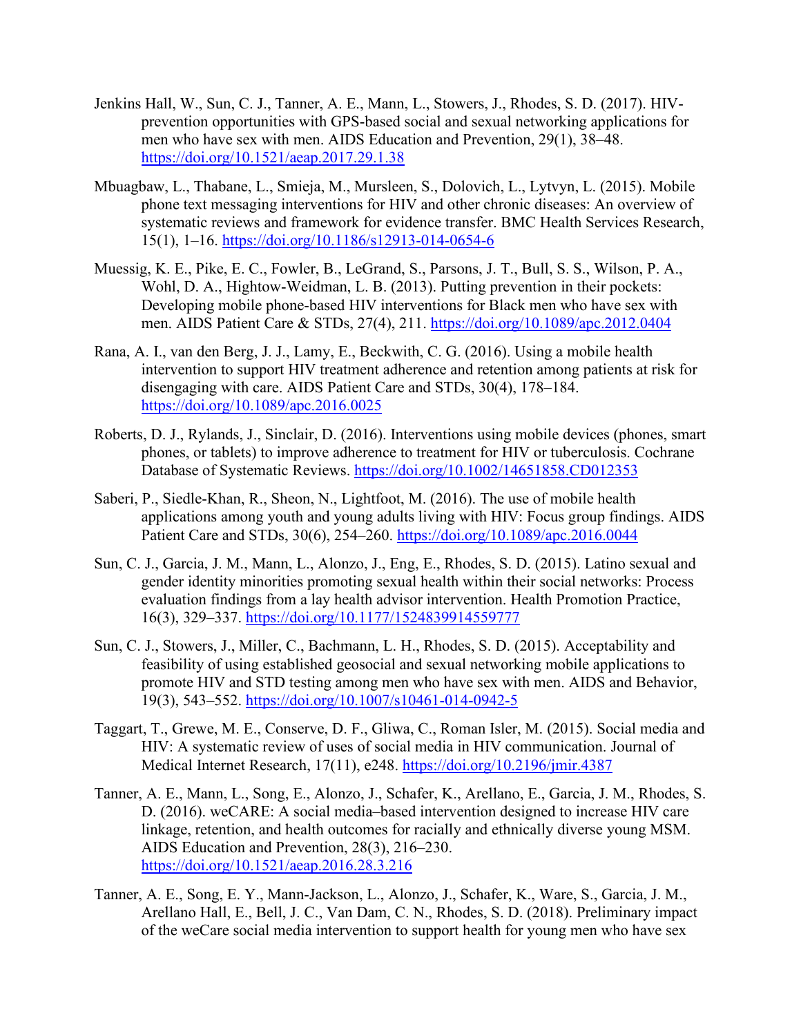Jenkins Hall, W., Sun, C. J., Tanner, A. E., Mann, L., Stowers, J., Rhodes, S. D. (2017). HIV-prevention opportunities with GPS-based social and sexual networking applications for men who have sex with men. AIDS Education and Prevention, 29(1), 38–48. https://doi.org/10.1521/aeap.2017.29.1.38

Mbuagbaw, L., Thabane, L., Smieja, M., Mursleen, S., Dolovich, L., Lytvyn, L. (2015). Mobile phone text messaging interventions for HIV and other chronic diseases: An overview of systematic reviews and framework for evidence transfer. BMC Health Services Research, 15(1), 1–16. https://doi.org/10.1186/s12913-014-0654-6

Muessig, K. E., Pike, E. C., Fowler, B., LeGrand, S., Parsons, J. T., Bull, S. S., Wilson, P. A., Wohl, D. A., Hightow-Weidman, L. B. (2013). Putting prevention in their pockets: Developing mobile phone-based HIV interventions for Black men who have sex with men. AIDS Patient Care & STDs, 27(4), 211. https://doi.org/10.1089/apc.2012.0404

Rana, A. I., van den Berg, J. J., Lamy, E., Beckwith, C. G. (2016). Using a mobile health intervention to support HIV treatment adherence and retention among patients at risk for disengaging with care. AIDS Patient Care and STDs, 30(4), 178–184. https://doi.org/10.1089/apc.2016.0025

Roberts, D. J., Rylands, J., Sinclair, D. (2016). Interventions using mobile devices (phones, smart phones, or tablets) to improve adherence to treatment for HIV or tuberculosis. Cochrane Database of Systematic Reviews. https://doi.org/10.1002/14651858.CD012353

Saberi, P., Siedle-Khan, R., Sheon, N., Lightfoot, M. (2016). The use of mobile health applications among youth and young adults living with HIV: Focus group findings. AIDS Patient Care and STDs, 30(6), 254–260. https://doi.org/10.1089/apc.2016.0044

Sun, C. J., Garcia, J. M., Mann, L., Alonzo, J., Eng, E., Rhodes, S. D. (2015). Latino sexual and gender identity minorities promoting sexual health within their social networks: Process evaluation findings from a lay health advisor intervention. Health Promotion Practice, 16(3), 329–337. https://doi.org/10.1177/1524839914559777

Sun, C. J., Stowers, J., Miller, C., Bachmann, L. H., Rhodes, S. D. (2015). Acceptability and feasibility of using established geosocial and sexual networking mobile applications to promote HIV and STD testing among men who have sex with men. AIDS and Behavior, 19(3), 543–552. https://doi.org/10.1007/s10461-014-0942-5

Taggart, T., Grewe, M. E., Conserve, D. F., Gliwa, C., Roman Isler, M. (2015). Social media and HIV: A systematic review of uses of social media in HIV communication. Journal of Medical Internet Research, 17(11), e248. https://doi.org/10.2196/jmir.4387

Tanner, A. E., Mann, L., Song, E., Alonzo, J., Schafer, K., Arellano, E., Garcia, J. M., Rhodes, S. D. (2016). weCARE: A social media–based intervention designed to increase HIV care linkage, retention, and health outcomes for racially and ethnically diverse young MSM. AIDS Education and Prevention, 28(3), 216–230. https://doi.org/10.1521/aeap.2016.28.3.216

Tanner, A. E., Song, E. Y., Mann-Jackson, L., Alonzo, J., Schafer, K., Ware, S., Garcia, J. M., Arellano Hall, E., Bell, J. C., Van Dam, C. N., Rhodes, S. D. (2018). Preliminary impact of the weCare social media intervention to support health for young men who have sex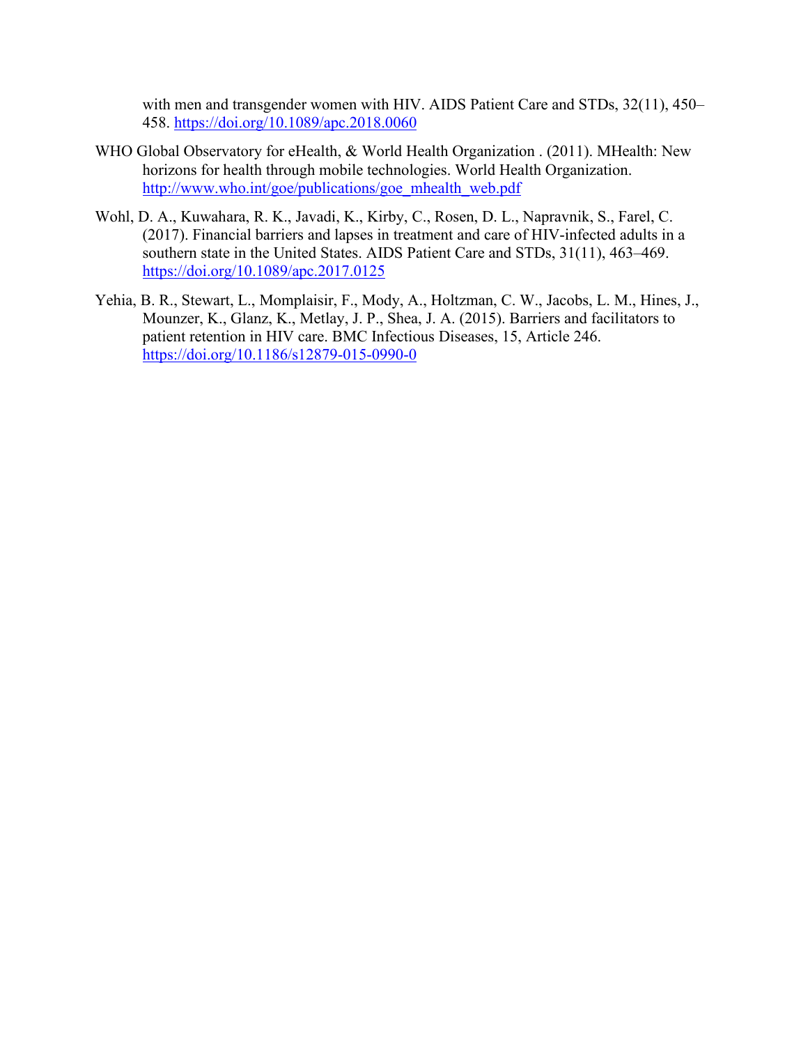with men and transgender women with HIV. AIDS Patient Care and STDs, 32(11), 450–458. https://doi.org/10.1089/apc.2018.0060

WHO Global Observatory for eHealth, & World Health Organization . (2011). MHealth: New horizons for health through mobile technologies. World Health Organization. http://www.who.int/goe/publications/goe_mhealth_web.pdf

Wohl, D. A., Kuwahara, R. K., Javadi, K., Kirby, C., Rosen, D. L., Napravnik, S., Farel, C. (2017). Financial barriers and lapses in treatment and care of HIV-infected adults in a southern state in the United States. AIDS Patient Care and STDs, 31(11), 463–469. https://doi.org/10.1089/apc.2017.0125

Yehia, B. R., Stewart, L., Momplaisir, F., Mody, A., Holtzman, C. W., Jacobs, L. M., Hines, J., Mounzer, K., Glanz, K., Metlay, J. P., Shea, J. A. (2015). Barriers and facilitators to patient retention in HIV care. BMC Infectious Diseases, 15, Article 246. https://doi.org/10.1186/s12879-015-0990-0